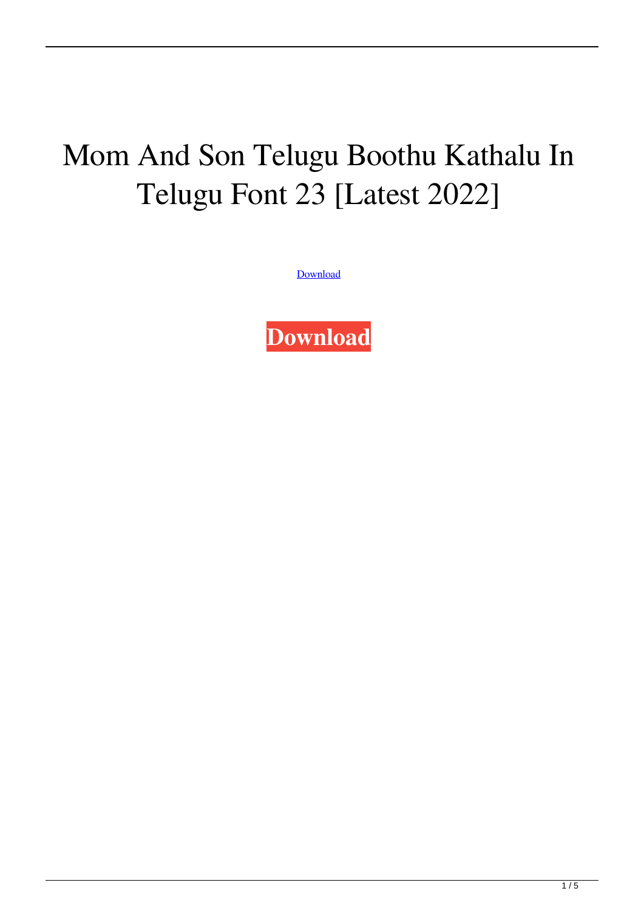# Mom And Son Telugu Boothu Kathalu In Telugu Font 23 [Latest 2022]

Download

**Download**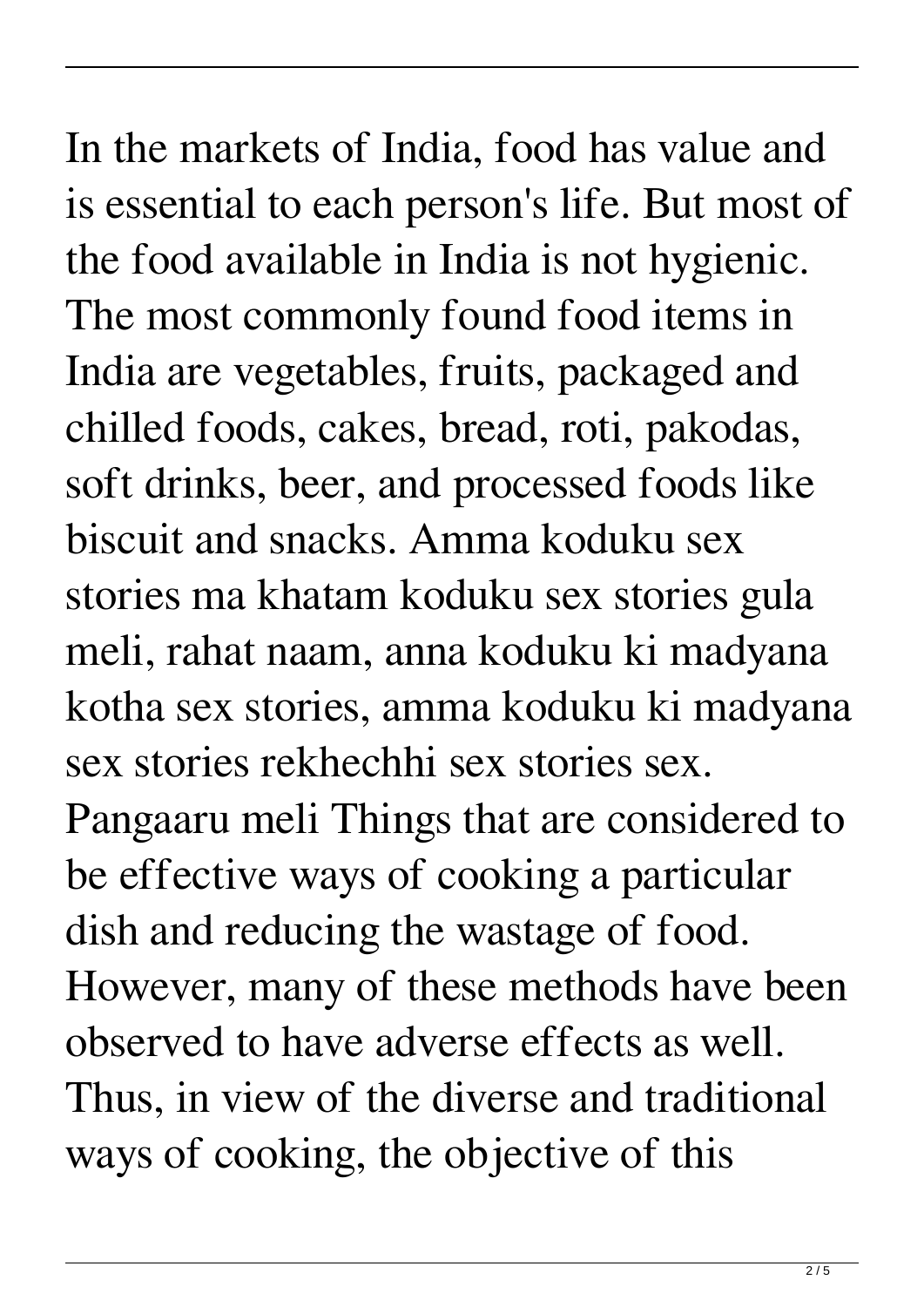In the markets of India, food has value and is essential to each person's life. But most of the food available in India is not hygienic. The most commonly found food items in India are vegetables, fruits, packaged and chilled foods, cakes, bread, roti, pakodas, soft drinks, beer, and processed foods like biscuit and snacks. Amma koduku sex stories ma khatam koduku sex stories gula meli, rahat naam, anna koduku ki madyana kotha sex stories, amma koduku ki madyana sex stories rekhechhi sex stories sex. Pangaaru meli Things that are considered to be effective ways of cooking a particular dish and reducing the wastage of food. However, many of these methods have been observed to have adverse effects as well. Thus, in view of the diverse and traditional ways of cooking, the objective of this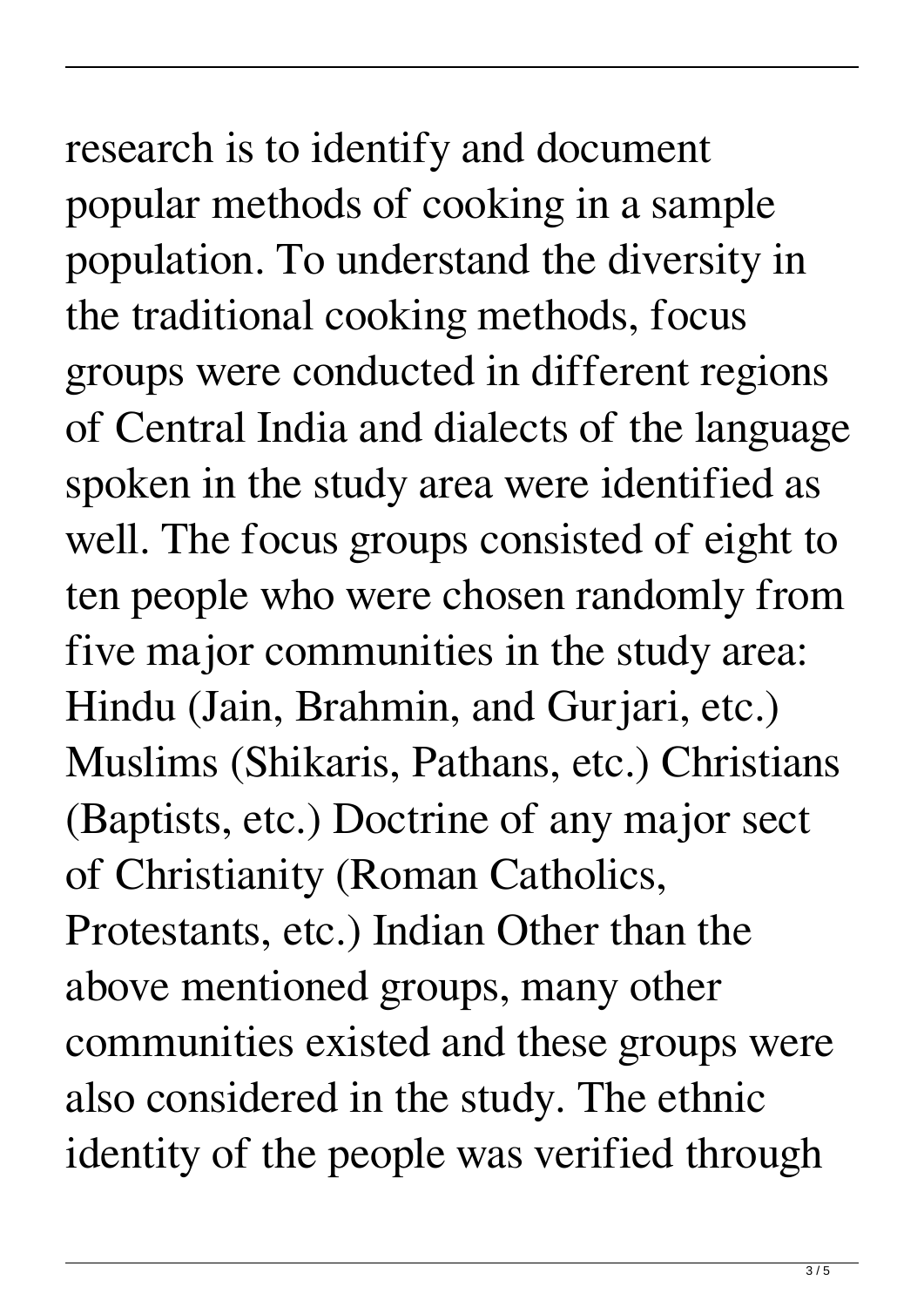research is to identify and document popular methods of cooking in a sample population. To understand the diversity in the traditional cooking methods, focus groups were conducted in different regions of Central India and dialects of the language spoken in the study area were identified as well. The focus groups consisted of eight to ten people who were chosen randomly from five major communities in the study area: Hindu (Jain, Brahmin, and Gurjari, etc.) Muslims (Shikaris, Pathans, etc.) Christians (Baptists, etc.) Doctrine of any major sect of Christianity (Roman Catholics, Protestants, etc.) Indian Other than the above mentioned groups, many other communities existed and these groups were also considered in the study. The ethnic identity of the people was verified through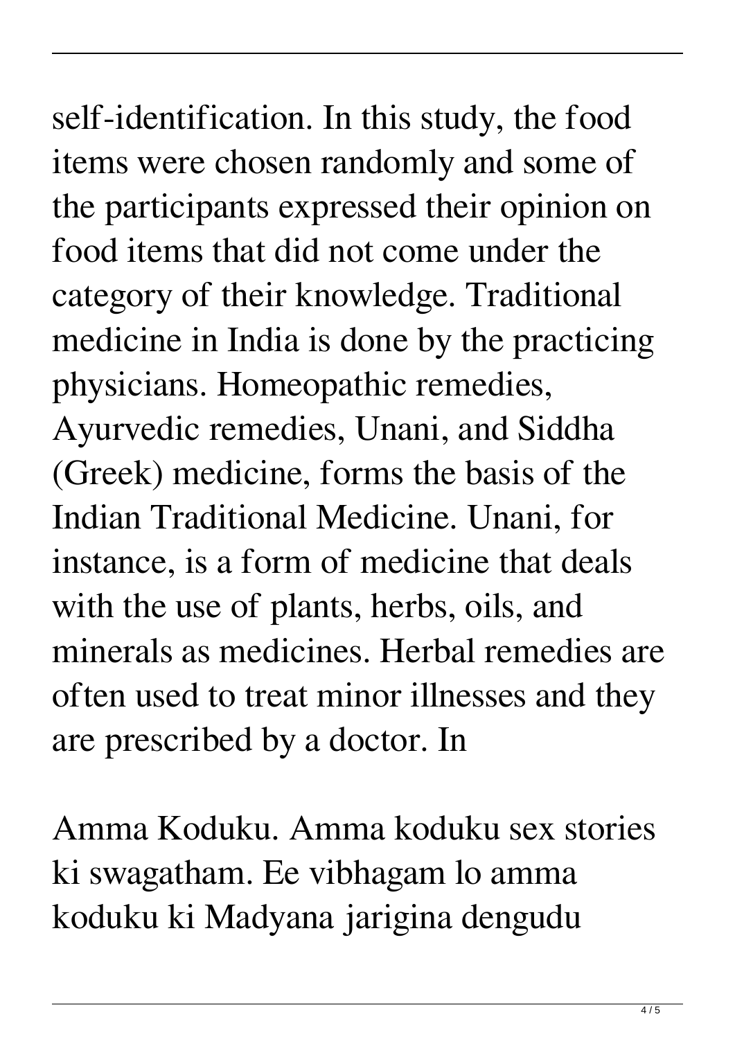self-identification. In this study, the food items were chosen randomly and some of the participants expressed their opinion on food items that did not come under the category of their knowledge. Traditional medicine in India is done by the practicing physicians. Homeopathic remedies, Ayurvedic remedies, Unani, and Siddha (Greek) medicine, forms the basis of the Indian Traditional Medicine. Unani, for instance, is a form of medicine that deals with the use of plants, herbs, oils, and minerals as medicines. Herbal remedies are often used to treat minor illnesses and they are prescribed by a doctor. In

Amma Koduku. Amma koduku sex stories ki swagatham. Ee vibhagam lo amma koduku ki Madyana jarigina dengudu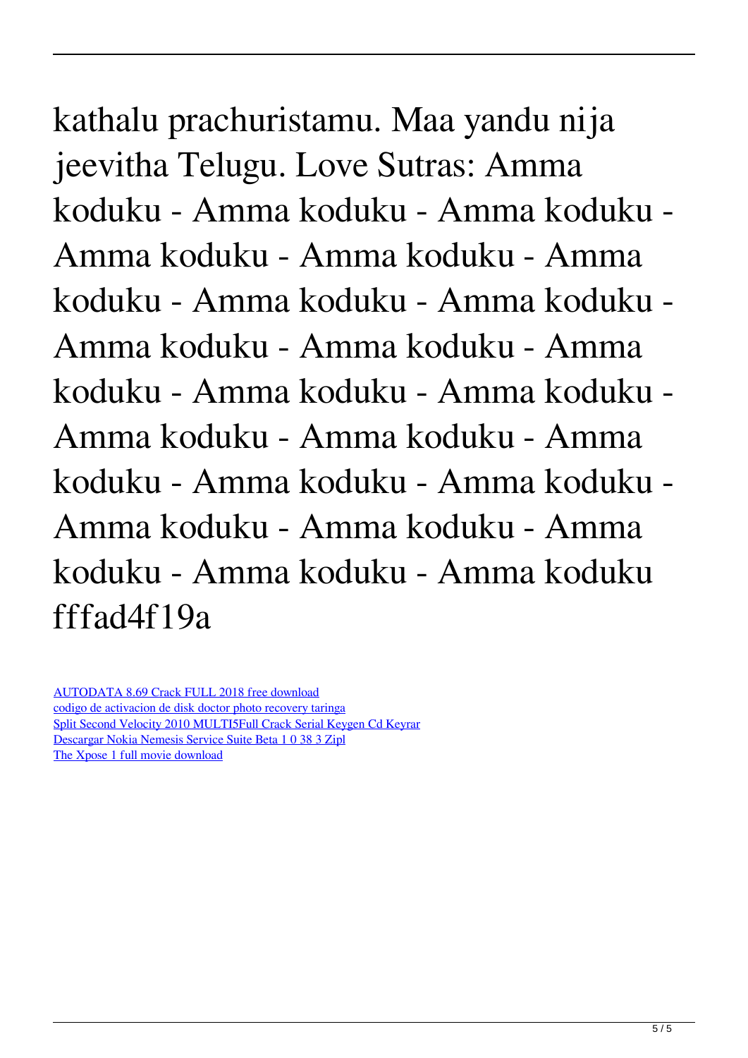kathalu prachuristamu. Maa yandu nija jeevitha Telugu. Love Sutras: Amma koduku - Amma koduku - Amma koduku - Amma koduku - Amma koduku - Amma koduku - Amma koduku - Amma koduku - Amma koduku - Amma koduku - Amma koduku - Amma koduku - Amma koduku - Amma koduku - Amma koduku - Amma koduku - Amma koduku - Amma koduku - Amma koduku - Amma koduku - Amma koduku - Amma koduku - Amma koduku fffad4f19a

AUTODATA 8.69 Crack FULL 2018 free download
codigo de activacion de disk doctor photo recovery taringa
Split Second Velocity 2010 MULTI5Full Crack Serial Keygen Cd Keyrar
Descargar Nokia Nemesis Service Suite Beta 1 0 38 3 Zipl
The Xpose 1 full movie download